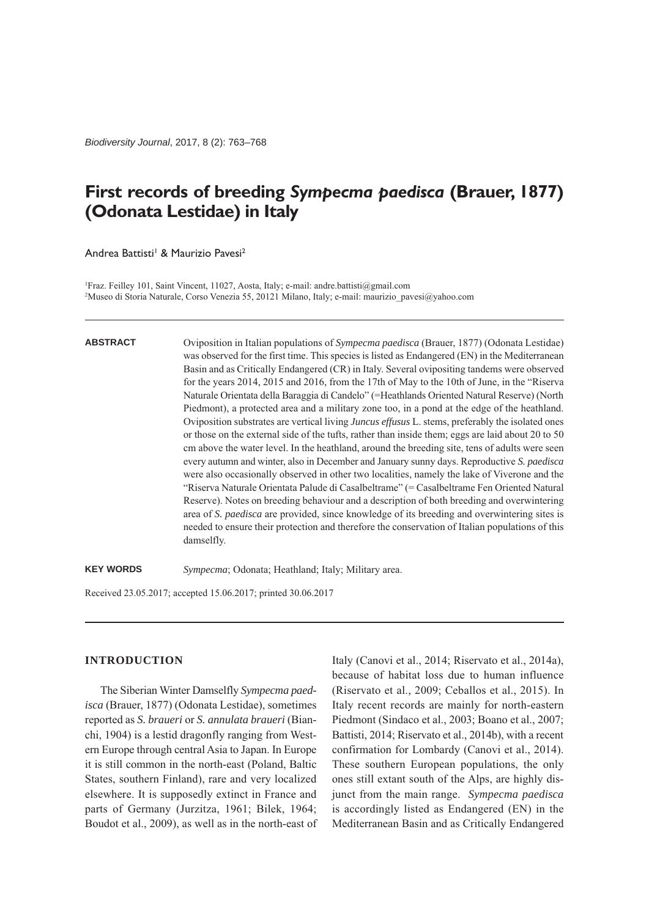# First records of breeding *Sympecma paedisca* (Brauer, 1877) (Odonata Lestidae) in Italy

Andrea Battisti[1] & Maurizio Pavesi[2]

[1]Fraz. Feilley 101, Saint Vincent, 11027, Aosta, Italy; e-mail: andre.battisti@gmail.com
[2]Museo di Storia Naturale, Corso Venezia 55, 20121 Milano, Italy; e-mail: maurizio_pavesi@yahoo.com

**ABSTRACT**

Oviposition in Italian populations of *Sympecma paedisca* (Brauer, 1877) (Odonata Lestidae) was observed for the first time. This species is listed as Endangered (EN) in the Mediterranean Basin and as Critically Endangered (CR) in Italy. Several ovipositing tandems were observed for the years 2014, 2015 and 2016, from the 17th of May to the 10th of June, in the "Riserva Naturale Orientata della Baraggia di Candelo" (=Heathlands Oriented Natural Reserve) (North Piedmont), a protected area and a military zone too, in a pond at the edge of the heathland. Oviposition substrates are vertical living *Juncus effusus* L. stems, preferably the isolated ones or those on the external side of the tufts, rather than inside them; eggs are laid about 20 to 50 cm above the water level. In the heathland, around the breeding site, tens of adults were seen every autumn and winter, also in December and January sunny days. Reproductive *S. paedisca* were also occasionally observed in other two localities, namely the lake of Viverone and the "Riserva Naturale Orientata Palude di Casalbeltrame" (= Casalbeltrame Fen Oriented Natural Reserve). Notes on breeding behaviour and a description of both breeding and overwintering area of *S. paedisca* are provided, since knowledge of its breeding and overwintering sites is needed to ensure their protection and therefore the conservation of Italian populations of this damselfly.

**KEY WORDS**

*Sympecma*; Odonata; Heathland; Italy; Military area.

Received 23.05.2017; accepted 15.06.2017; printed 30.06.2017

## INTRODUCTION

The Siberian Winter Damselfly *Sympecma paedisca* (Brauer, 1877) (Odonata Lestidae), sometimes reported as *S. braueri* or *S. annulata braueri* (Bianchi, 1904) is a lestid dragonfly ranging from Western Europe through central Asia to Japan. In Europe it is still common in the north-east (Poland, Baltic States, southern Finland), rare and very localized elsewhere. It is supposedly extinct in France and parts of Germany (Jurzitza, 1961; Bilek, 1964; Boudot et al., 2009), as well as in the north-east of Italy (Canovi et al., 2014; Riservato et al., 2014a), because of habitat loss due to human influence (Riservato et al., 2009; Ceballos et al., 2015). In Italy recent records are mainly for north-eastern Piedmont (Sindaco et al., 2003; Boano et al., 2007; Battisti, 2014; Riservato et al., 2014b), with a recent confirmation for Lombardy (Canovi et al., 2014). These southern European populations, the only ones still extant south of the Alps, are highly disjunct from the main range. *Sympecma paedisca* is accordingly listed as Endangered (EN) in the Mediterranean Basin and as Critically Endangered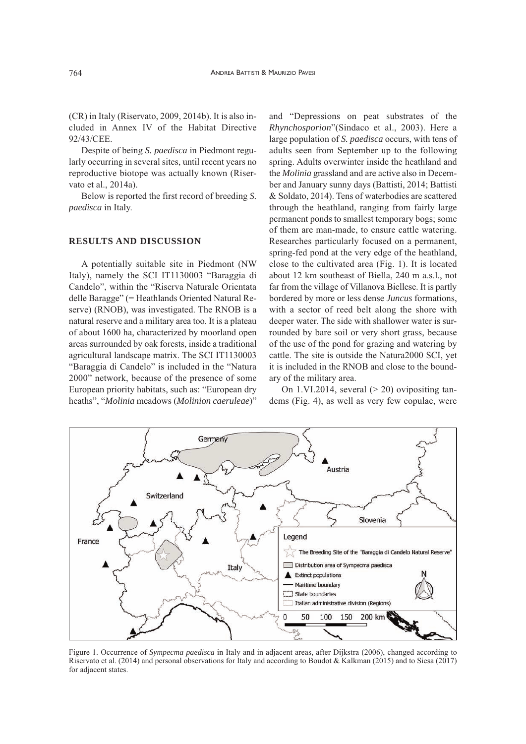(CR) in Italy (Riservato, 2009, 2014b). It is also included in Annex IV of the Habitat Directive 92/43/CEE.

Despite of being *S. paedisca* in Piedmont regularly occurring in several sites, until recent years no reproductive biotope was actually known (Riservato et al., 2014a).

Below is reported the first record of breeding *S. paedisca* in Italy.

## RESULTS AND DISCUSSION

A potentially suitable site in Piedmont (NW Italy), namely the SCI IT1130003 "Baraggia di Candelo", within the "Riserva Naturale Orientata delle Baragge" (= Heathlands Oriented Natural Reserve) (RNOB), was investigated. The RNOB is a natural reserve and a military area too. It is a plateau of about 1600 ha, characterized by moorland open areas surrounded by oak forests, inside a traditional agricultural landscape matrix. The SCI IT1130003 "Baraggia di Candelo" is included in the "Natura 2000" network, because of the presence of some European priority habitats, such as: "European dry heaths", "*Molinia* meadows (*Molinion caeruleae*)" and "Depressions on peat substrates of the *Rhynchosporion*"(Sindaco et al., 2003). Here a large population of *S. paedisca* occurs, with tens of adults seen from September up to the following spring. Adults overwinter inside the heathland and the *Molinia* grassland and are active also in December and January sunny days (Battisti, 2014; Battisti & Soldato, 2014). Tens of waterbodies are scattered through the heathland, ranging from fairly large permanent ponds to smallest temporary bogs; some of them are man-made, to ensure cattle watering. Researches particularly focused on a permanent, spring-fed pond at the very edge of the heathland, close to the cultivated area (Fig. 1). It is located about 12 km southeast of Biella, 240 m a.s.l., not far from the village of Villanova Biellese. It is partly bordered by more or less dense *Juncus* formations, with a sector of reed belt along the shore with deeper water. The side with shallower water is surrounded by bare soil or very short grass, because of the use of the pond for grazing and watering by cattle. The site is outside the Natura2000 SCI, yet it is included in the RNOB and close to the boundary of the military area.

On 1.VI.2014, several (> 20) ovipositing tandems (Fig. 4), as well as very few copulae, were

Figure 1. Occurrence of *Sympecma paedisca* in Italy and in adjacent areas, after Dijkstra (2006), changed according to Riservato et al. (2014) and personal observations for Italy and according to Boudot & Kalkman (2015) and to Siesa (2017) for adjacent states.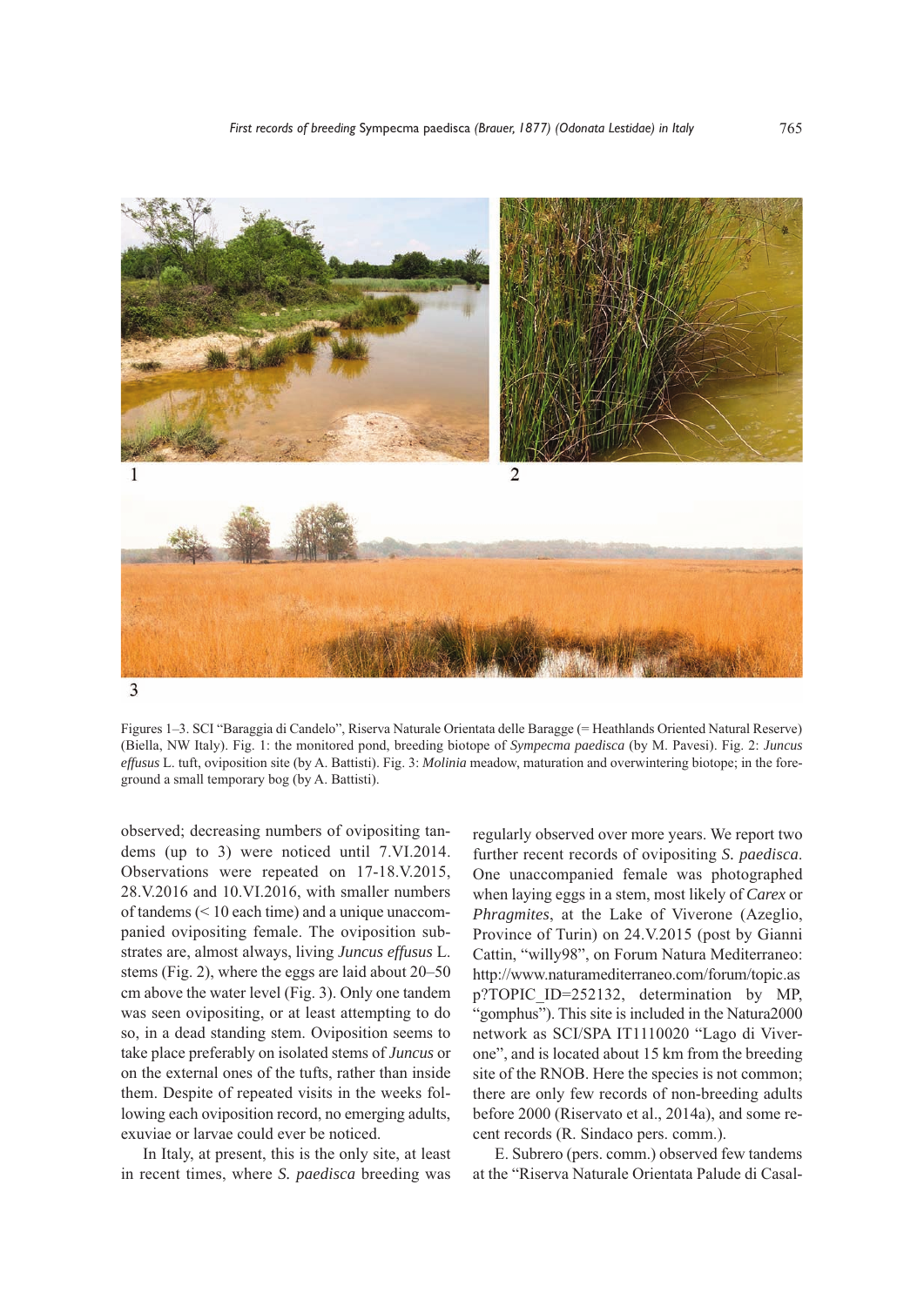Figures 1–3. SCI "Baraggia di Candelo", Riserva Naturale Orientata delle Baragge (= Heathlands Oriented Natural Reserve) (Biella, NW Italy). Fig. 1: the monitored pond, breeding biotope of *Sympecma paedisca* (by M. Pavesi). Fig. 2: *Juncus effusus* L. tuft, oviposition site (by A. Battisti). Fig. 3: *Molinia* meadow, maturation and overwintering biotope; in the foreground a small temporary bog (by A. Battisti).

observed; decreasing numbers of ovipositing tandems (up to 3) were noticed until 7.VI.2014. Observations were repeated on 17-18.V.2015, 28.V.2016 and 10.VI.2016, with smaller numbers of tandems (< 10 each time) and a unique unaccompanied ovipositing female. The oviposition substrates are, almost always, living *Juncus effusus* L. stems (Fig. 2), where the eggs are laid about 20–50 cm above the water level (Fig. 3). Only one tandem was seen ovipositing, or at least attempting to do so, in a dead standing stem. Oviposition seems to take place preferably on isolated stems of *Juncus* or on the external ones of the tufts, rather than inside them. Despite of repeated visits in the weeks following each oviposition record, no emerging adults, exuviae or larvae could ever be noticed.

In Italy, at present, this is the only site, at least in recent times, where *S. paedisca* breeding was regularly observed over more years. We report two further recent records of ovipositing *S. paedisca*. One unaccompanied female was photographed when laying eggs in a stem, most likely of *Carex* or *Phragmites*, at the Lake of Viverone (Azeglio, Province of Turin) on 24.V.2015 (post by Gianni Cattin, "willy98", on Forum Natura Mediterraneo: http://www.naturamediterraneo.com/forum/topic.asp?TOPIC_ID=252132, determination by MP, "gomphus"). This site is included in the Natura2000 network as SCI/SPA IT1110020 "Lago di Viverone", and is located about 15 km from the breeding site of the RNOB. Here the species is not common; there are only few records of non-breeding adults before 2000 (Riservato et al., 2014a), and some recent records (R. Sindaco pers. comm.).

E. Subrero (pers. comm.) observed few tandems at the "Riserva Naturale Orientata Palude di Casal-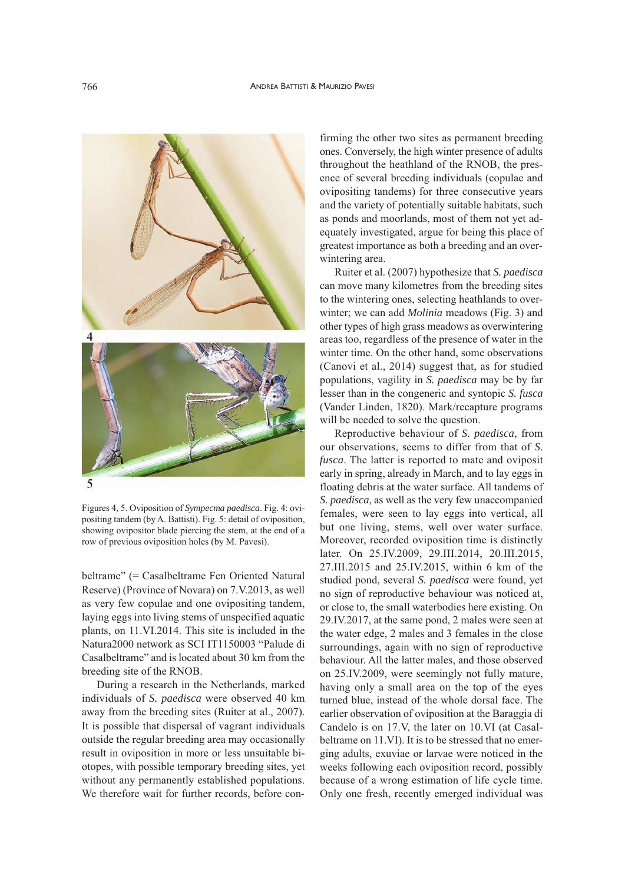Figures 4, 5. Oviposition of *Sympecma paedisca*. Fig. 4: ovipositing tandem (by A. Battisti). Fig. 5: detail of oviposition, showing ovipositor blade piercing the stem, at the end of a row of previous oviposition holes (by M. Pavesi).

beltrame" (= Casalbeltrame Fen Oriented Natural Reserve) (Province of Novara) on 7.V.2013, as well as very few copulae and one ovipositing tandem, laying eggs into living stems of unspecified aquatic plants, on 11.VI.2014. This site is included in the Natura2000 network as SCI IT1150003 "Palude di Casalbeltrame" and is located about 30 km from the breeding site of the RNOB.

During a research in the Netherlands, marked individuals of *S. paedisca* were observed 40 km away from the breeding sites (Ruiter at al., 2007). It is possible that dispersal of vagrant individuals outside the regular breeding area may occasionally result in oviposition in more or less unsuitable biotopes, with possible temporary breeding sites, yet without any permanently established populations. We therefore wait for further records, before confirming the other two sites as permanent breeding ones. Conversely, the high winter presence of adults throughout the heathland of the RNOB, the presence of several breeding individuals (copulae and ovipositing tandems) for three consecutive years and the variety of potentially suitable habitats, such as ponds and moorlands, most of them not yet adequately investigated, argue for being this place of greatest importance as both a breeding and an overwintering area.

Ruiter et al. (2007) hypothesize that *S. paedisca* can move many kilometres from the breeding sites to the wintering ones, selecting heathlands to overwinter; we can add *Molinia* meadows (Fig. 3) and other types of high grass meadows as overwintering areas too, regardless of the presence of water in the winter time. On the other hand, some observations (Canovi et al., 2014) suggest that, as for studied populations, vagility in *S. paedisca* may be by far lesser than in the congeneric and syntopic *S. fusca* (Vander Linden, 1820). Mark/recapture programs will be needed to solve the question.

Reproductive behaviour of *S. paedisca*, from our observations, seems to differ from that of *S. fusca*. The latter is reported to mate and oviposit early in spring, already in March, and to lay eggs in floating debris at the water surface. All tandems of *S. paedisca*, as well as the very few unaccompanied females, were seen to lay eggs into vertical, all but one living, stems, well over water surface. Moreover, recorded oviposition time is distinctly later. On 25.IV.2009, 29.III.2014, 20.III.2015, 27.III.2015 and 25.IV.2015, within 6 km of the studied pond, several *S. paedisca* were found, yet no sign of reproductive behaviour was noticed at, or close to, the small waterbodies here existing. On 29.IV.2017, at the same pond, 2 males were seen at the water edge, 2 males and 3 females in the close surroundings, again with no sign of reproductive behaviour. All the latter males, and those observed on 25.IV.2009, were seemingly not fully mature, having only a small area on the top of the eyes turned blue, instead of the whole dorsal face. The earlier observation of oviposition at the Baraggia di Candelo is on 17.V, the later on 10.VI (at Casalbeltrame on 11.VI). It is to be stressed that no emerging adults, exuviae or larvae were noticed in the weeks following each oviposition record, possibly because of a wrong estimation of life cycle time. Only one fresh, recently emerged individual was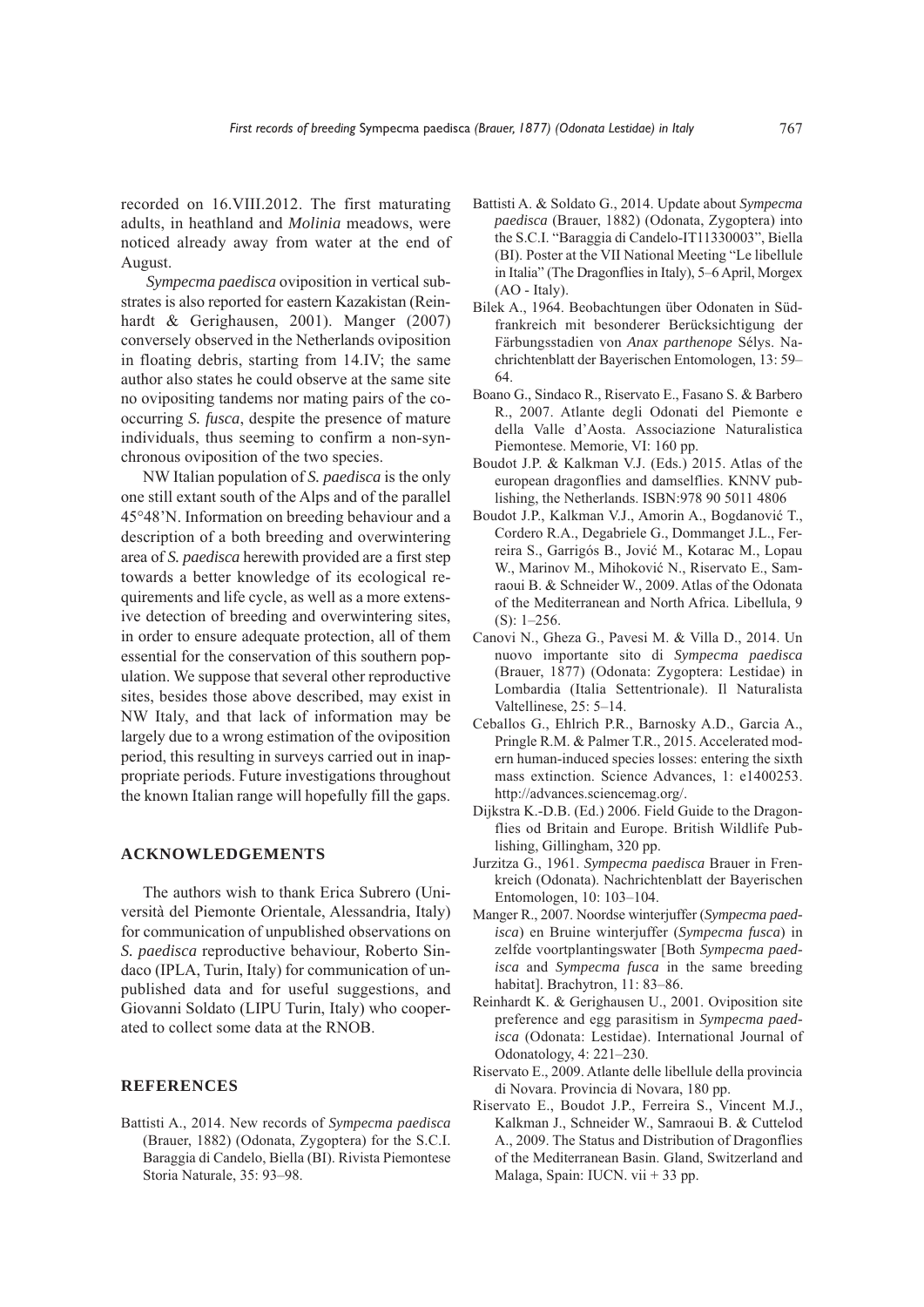recorded on 16.VIII.2012. The first maturating adults, in heathland and *Molinia* meadows, were noticed already away from water at the end of August.

*Sympecma paedisca* oviposition in vertical substrates is also reported for eastern Kazakistan (Reinhardt & Gerighausen, 2001). Manger (2007) conversely observed in the Netherlands oviposition in floating debris, starting from 14.IV; the same author also states he could observe at the same site no ovipositing tandems nor mating pairs of the co-occurring *S. fusca*, despite the presence of mature individuals, thus seeming to confirm a non-synchronous oviposition of the two species.

NW Italian population of *S. paedisca* is the only one still extant south of the Alps and of the parallel 45°48'N. Information on breeding behaviour and a description of a both breeding and overwintering area of *S. paedisca* herewith provided are a first step towards a better knowledge of its ecological requirements and life cycle, as well as a more extensive detection of breeding and overwintering sites, in order to ensure adequate protection, all of them essential for the conservation of this southern population. We suppose that several other reproductive sites, besides those above described, may exist in NW Italy, and that lack of information may be largely due to a wrong estimation of the oviposition period, this resulting in surveys carried out in inappropriate periods. Future investigations throughout the known Italian range will hopefully fill the gaps.

## ACKNOWLEDGEMENTS

The authors wish to thank Erica Subrero (Università del Piemonte Orientale, Alessandria, Italy) for communication of unpublished observations on *S. paedisca* reproductive behaviour, Roberto Sindaco (IPLA, Turin, Italy) for communication of unpublished data and for useful suggestions, and Giovanni Soldato (LIPU Turin, Italy) who cooperated to collect some data at the RNOB.

## REFERENCES

Battisti A., 2014. New records of *Sympecma paedisca* (Brauer, 1882) (Odonata, Zygoptera) for the S.C.I. Baraggia di Candelo, Biella (BI). Rivista Piemontese Storia Naturale, 35: 93–98.

Battisti A. & Soldato G., 2014. Update about *Sympecma paedisca* (Brauer, 1882) (Odonata, Zygoptera) into the S.C.I. "Baraggia di Candelo-IT11330003", Biella (BI). Poster at the VII National Meeting "Le libellule in Italia" (The Dragonflies in Italy), 5–6 April, Morgex (AO - Italy).

Bilek A., 1964. Beobachtungen über Odonaten in Südfrankreich mit besonderer Berücksichtigung der Färbungsstadien von *Anax parthenope* Sélys. Nachrichtenblatt der Bayerischen Entomologen, 13: 59–64.

Boano G., Sindaco R., Riservato E., Fasano S. & Barbero R., 2007. Atlante degli Odonati del Piemonte e della Valle d'Aosta. Associazione Naturalistica Piemontese. Memorie, VI: 160 pp.

Boudot J.P. & Kalkman V.J. (Eds.) 2015. Atlas of the european dragonflies and damselflies. KNNV publishing, the Netherlands. ISBN:978 90 5011 4806

Boudot J.P., Kalkman V.J., Amorin A., Bogdanović T., Cordero R.A., Degabriele G., Dommanget J.L., Ferreira S., Garrigós B., Jović M., Kotarac M., Lopau W., Marinov M., Mihoković N., Riservato E., Samraoui B. & Schneider W., 2009. Atlas of the Odonata of the Mediterranean and North Africa. Libellula, 9 (S): 1–256.

Canovi N., Gheza G., Pavesi M. & Villa D., 2014. Un nuovo importante sito di *Sympecma paedisca* (Brauer, 1877) (Odonata: Zygoptera: Lestidae) in Lombardia (Italia Settentrionale). Il Naturalista Valtellinese, 25: 5–14.

Ceballos G., Ehlrich P.R., Barnosky A.D., Garcia A., Pringle R.M. & Palmer T.R., 2015. Accelerated modern human-induced species losses: entering the sixth mass extinction. Science Advances, 1: e1400253. http://advances.sciencemag.org/.

Dijkstra K.-D.B. (Ed.) 2006. Field Guide to the Dragonflies od Britain and Europe. British Wildlife Publishing, Gillingham, 320 pp.

Jurzitza G., 1961. *Sympecma paedisca* Brauer in Frenkreich (Odonata). Nachrichtenblatt der Bayerischen Entomologen, 10: 103–104.

Manger R., 2007. Noordse winterjuffer (*Sympecma paedisca*) en Bruine winterjuffer (*Sympecma fusca*) in zelfde voortplantingswater [Both *Sympecma paedisca* and *Sympecma fusca* in the same breeding habitat]. Brachytron, 11: 83–86.

Reinhardt K. & Gerighausen U., 2001. Oviposition site preference and egg parasitism in *Sympecma paedisca* (Odonata: Lestidae). International Journal of Odonatology, 4: 221–230.

Riservato E., 2009. Atlante delle libellule della provincia di Novara. Provincia di Novara, 180 pp.

Riservato E., Boudot J.P., Ferreira S., Vincent M.J., Kalkman J., Schneider W., Samraoui B. & Cuttelod A., 2009. The Status and Distribution of Dragonflies of the Mediterranean Basin. Gland, Switzerland and Malaga, Spain: IUCN. vii + 33 pp.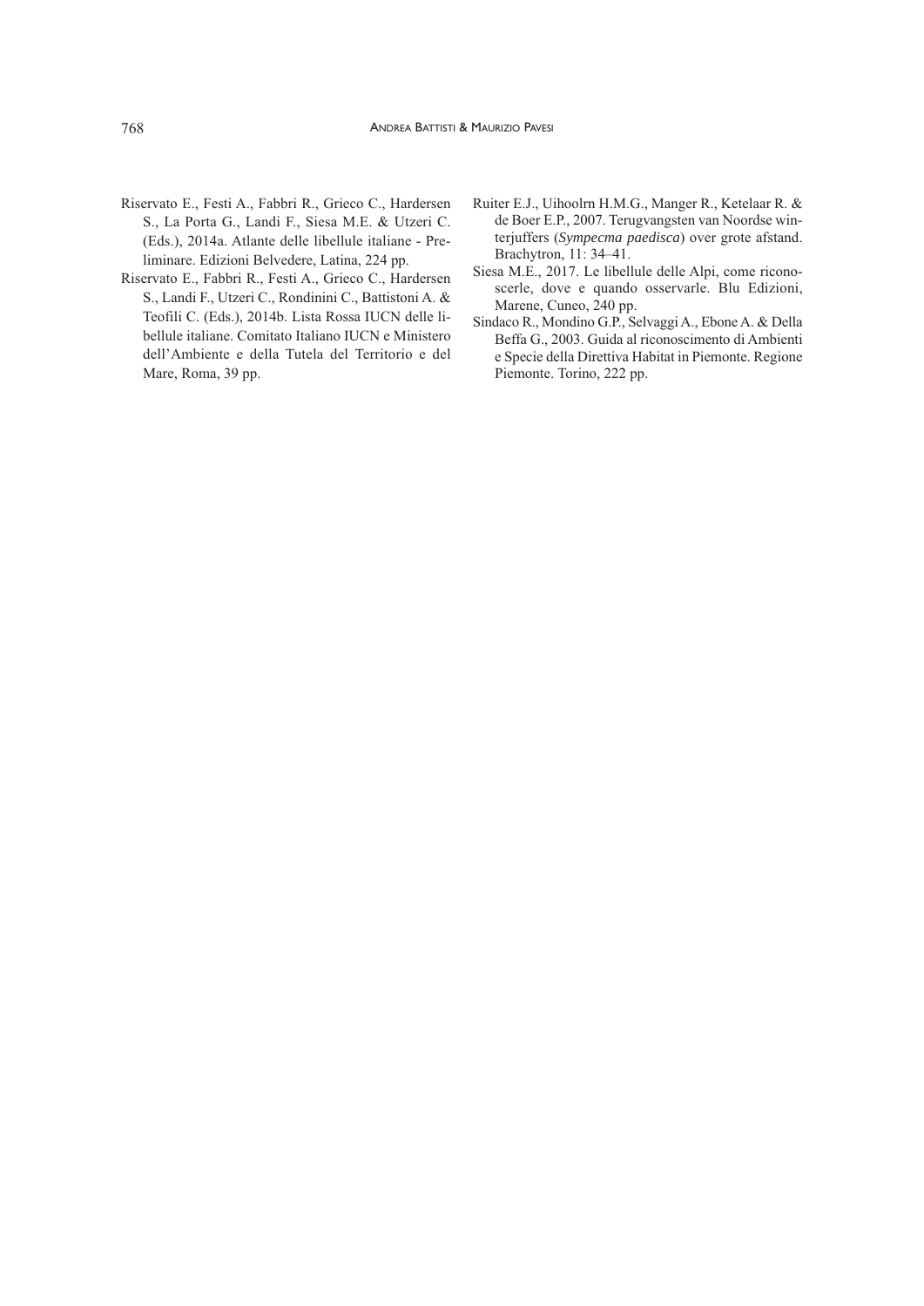Riservato E., Festi A., Fabbri R., Grieco C., Hardersen S., La Porta G., Landi F., Siesa M.E. & Utzeri C. (Eds.), 2014a. Atlante delle libellule italiane - Preliminare. Edizioni Belvedere, Latina, 224 pp.

Riservato E., Fabbri R., Festi A., Grieco C., Hardersen S., Landi F., Utzeri C., Rondinini C., Battistoni A. & Teofili C. (Eds.), 2014b. Lista Rossa IUCN delle libellule italiane. Comitato Italiano IUCN e Ministero dell'Ambiente e della Tutela del Territorio e del Mare, Roma, 39 pp.

Ruiter E.J., Uihoolrn H.M.G., Manger R., Ketelaar R. & de Boer E.P., 2007. Terugvangsten van Noordse winterjuffers (*Sympecma paedisca*) over grote afstand. Brachytron, 11: 34–41.

Siesa M.E., 2017. Le libellule delle Alpi, come riconoscerle, dove e quando osservarle. Blu Edizioni, Marene, Cuneo, 240 pp.

Sindaco R., Mondino G.P., Selvaggi A., Ebone A. & Della Beffa G., 2003. Guida al riconoscimento di Ambienti e Specie della Direttiva Habitat in Piemonte. Regione Piemonte. Torino, 222 pp.